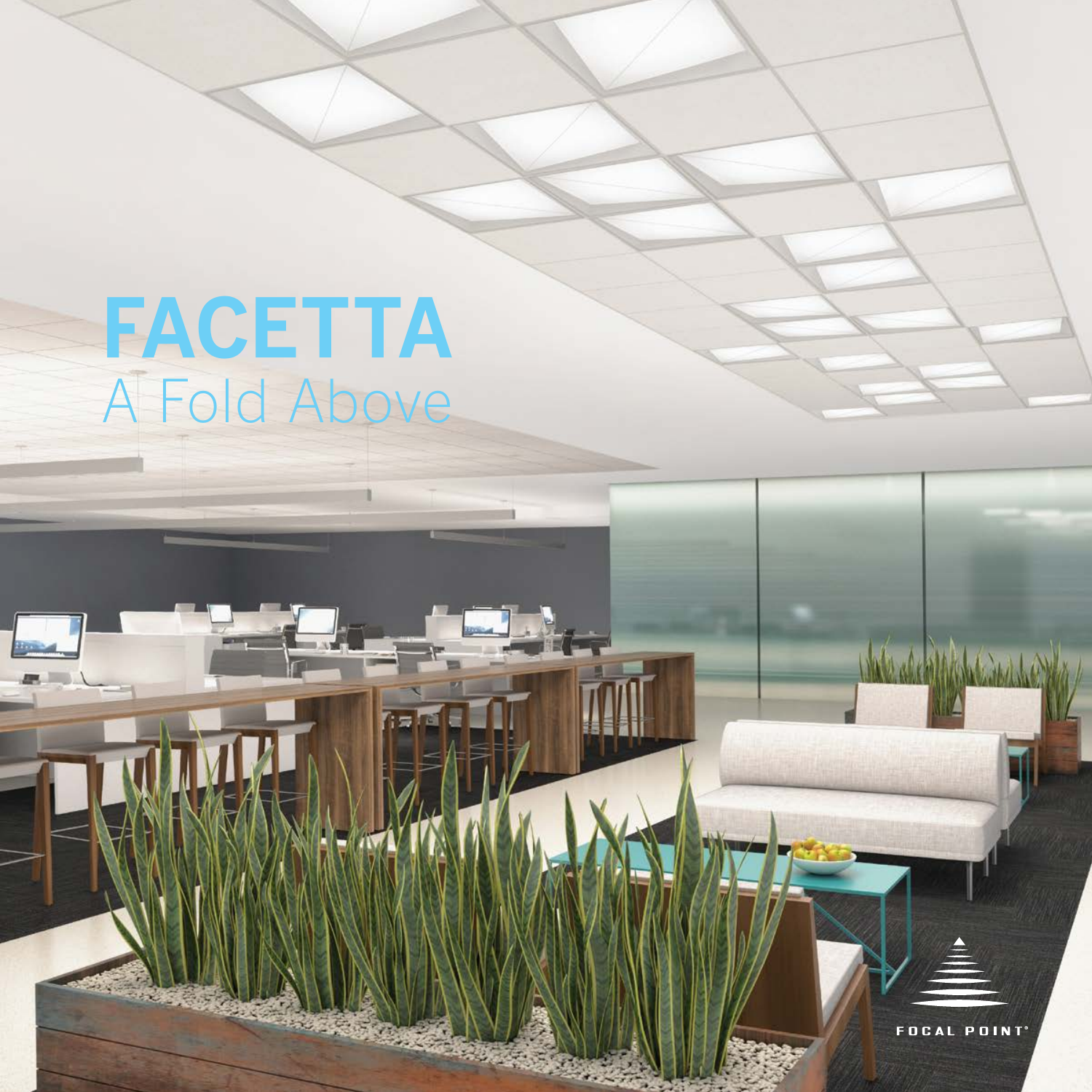# FACETTA

A Fold Above

FOCAL POINT®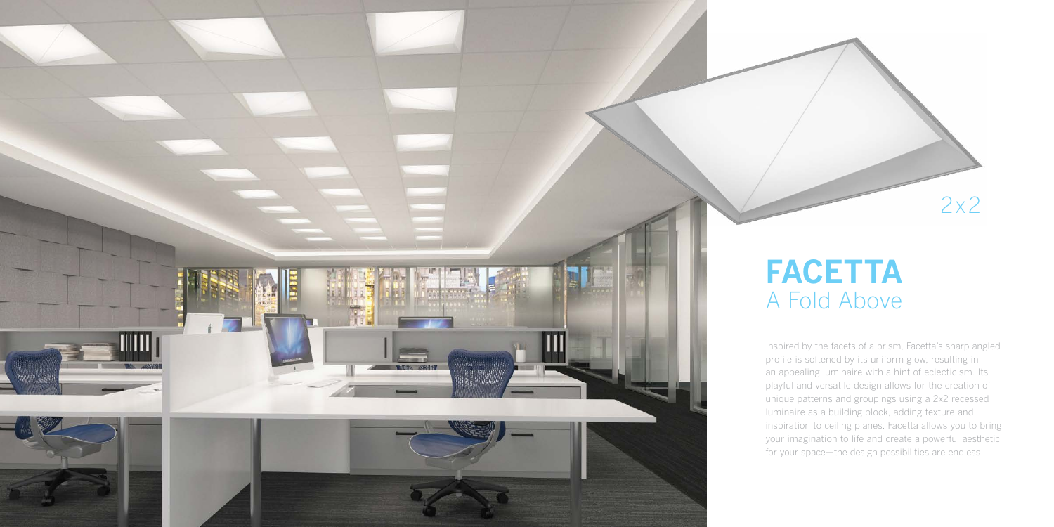2x2

# FACETTA

## A Fold Above

Inspired by the facets of a prism, Facetta's sharp angled profile is softened by its uniform glow, resulting in an appealing luminaire with a hint of eclecticism. Its playful and versatile design allows for the creation of unique patterns and groupings using a 2x2 recessed luminaire as a building block, adding texture and inspiration to ceiling planes. Facetta allows you to bring your imagination to life and create a powerful aesthetic for your space—the design possibilities are endless!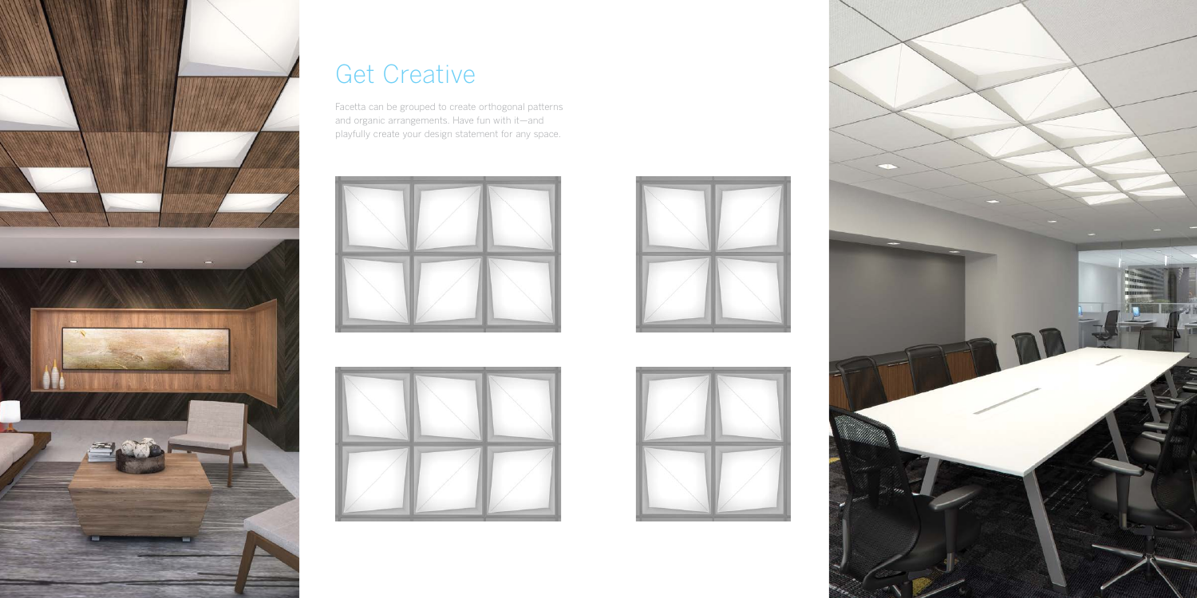# Get Creative

Facetta can be grouped to create orthogonal patterns and organic arrangements. Have fun with it—and playfully create your design statement for any space.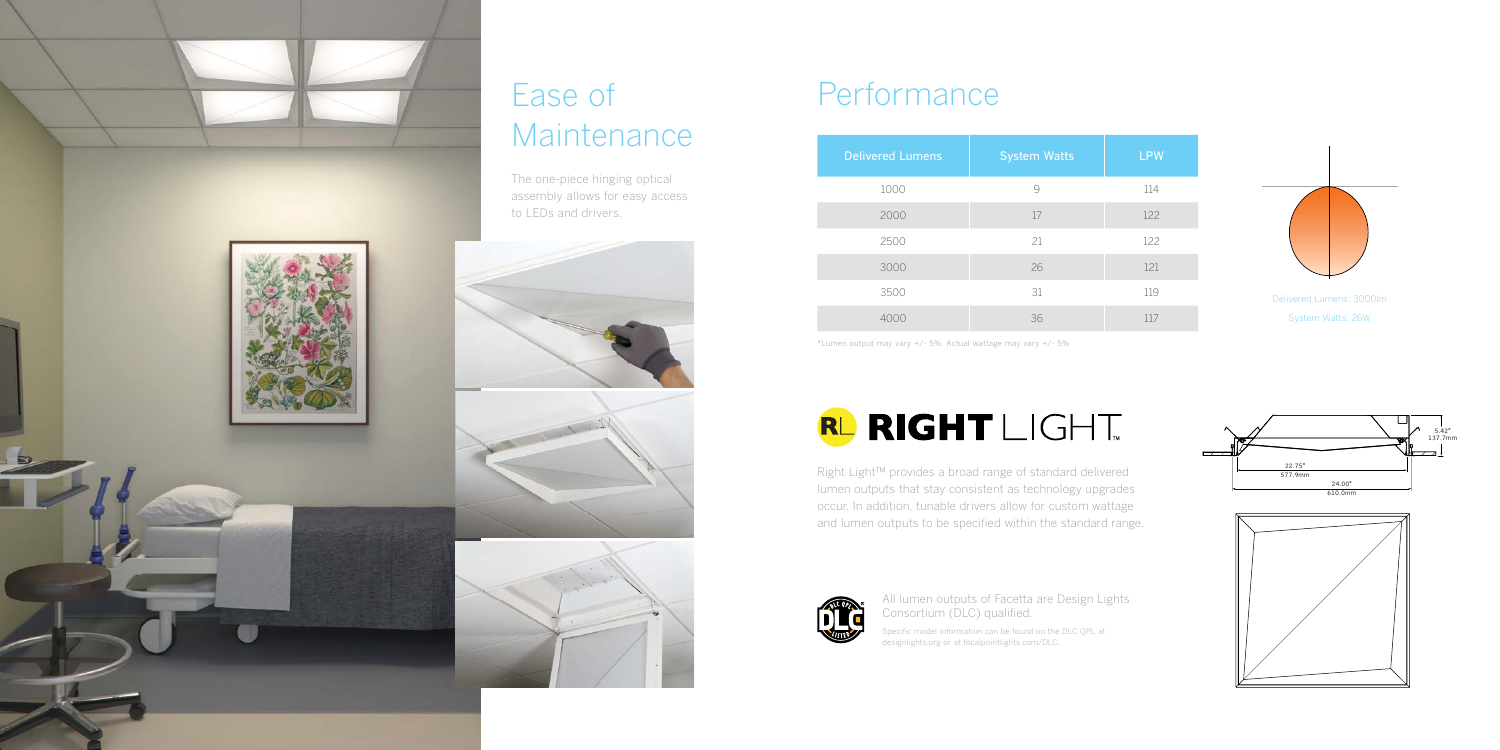## Ease of Maintenance

The one-piece hinging optical assembly allows for easy access to LEDs and drivers.

## Performance

| Delivered Lumens | System Watts | LPW |
|---|---|---|
| 1000 | 9 | 114 |
| 2000 | 17 | 122 |
| 2500 | 21 | 122 |
| 3000 | 26 | 121 |
| 3500 | 31 | 119 |
| 4000 | 36 | 117 |

*Lumen output may vary +/- 5%. Actual wattage may vary +/- 5%

Delivered Lumens: 3000lm
System Watts: 26W

**RL RIGHT LIGHT™**

Right Light™ provides a broad range of standard delivered lumen outputs that stay consistent as technology upgrades occur. In addition, tunable drivers allow for custom wattage and lumen outputs to be specified within the standard range.

All lumen outputs of Facetta are Design Lights Consortium (DLC) qualified.

Specific model information can be found on the DLC QPL at designlights.org or at focalpointlights.com/DLC.

5.42"
137.7mm

22.75"
577.9mm

24.00"
610.0mm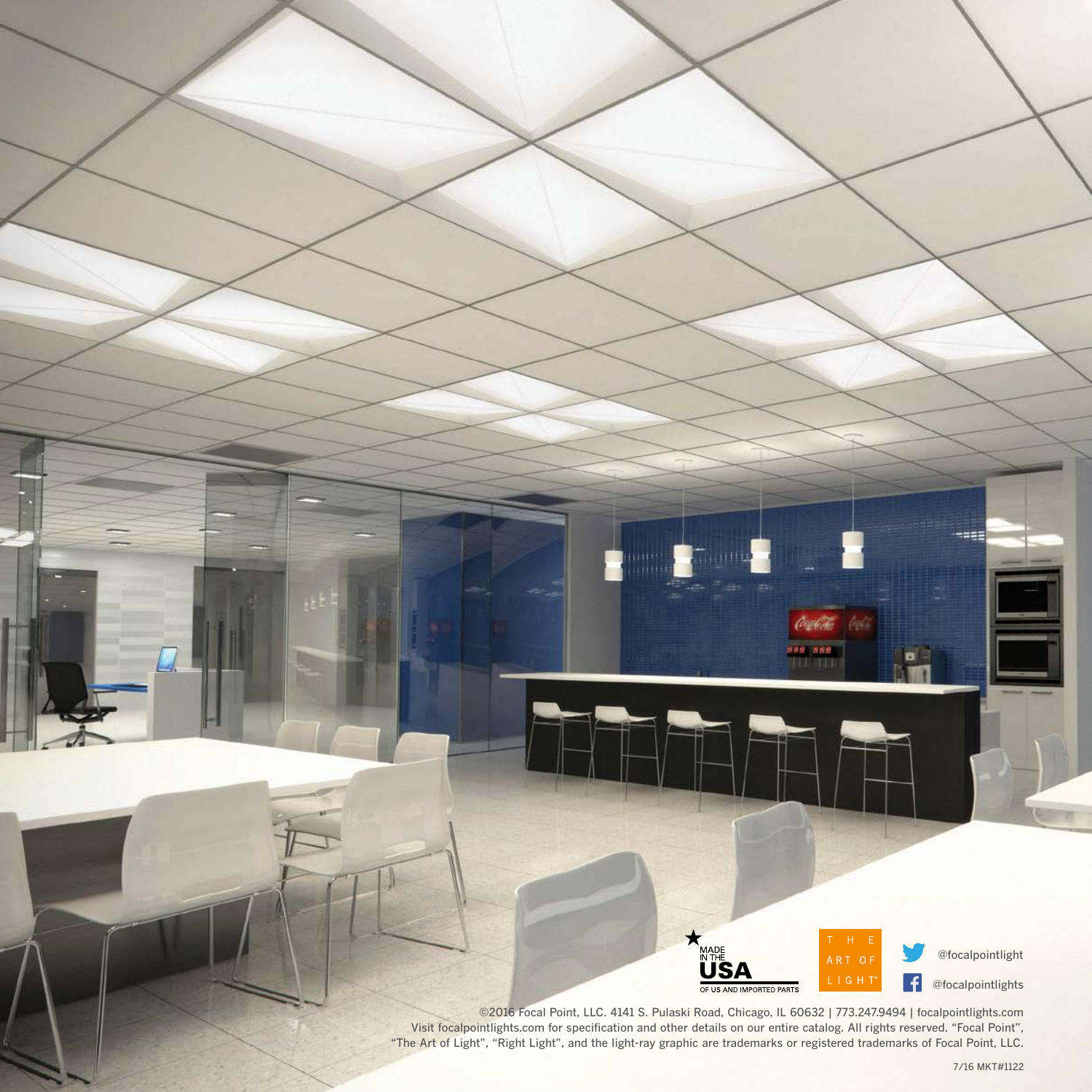MADE IN THE USA OF US AND IMPORTED PARTS

THE ART OF LIGHT®

@focalpointlight

@focalpointlights

©2016 Focal Point, LLC. 4141 S. Pulaski Road, Chicago, IL 60632 | 773.247.9494 | focalpointlights.com
Visit focalpointlights.com for specification and other details on our entire catalog. All rights reserved. "Focal Point", "The Art of Light", "Right Light", and the light-ray graphic are trademarks or registered trademarks of Focal Point, LLC.

7/16 MKT#1122